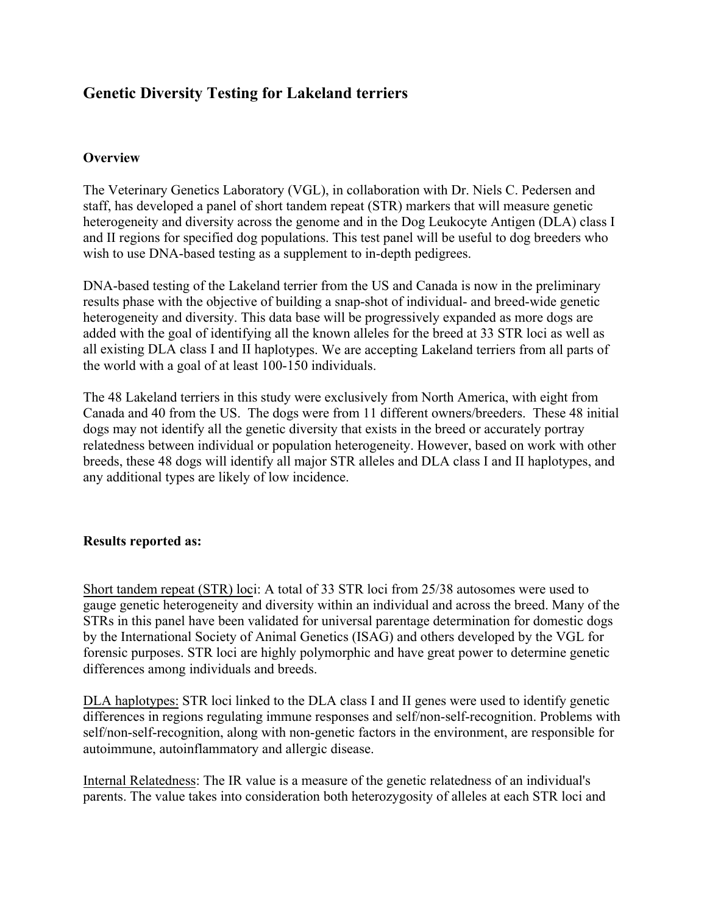## Genetic Diversity Testing for Lakeland terriers

### Overview

The Veterinary Genetics Laboratory (VGL), in collaboration with Dr. Niels C. Pedersen and staff, has developed a panel of short tandem repeat (STR) markers that will measure genetic heterogeneity and diversity across the genome and in the Dog Leukocyte Antigen (DLA) class I and II regions for specified dog populations. This test panel will be useful to dog breeders who wish to use DNA-based testing as a supplement to in-depth pedigrees.

DNA-based testing of the Lakeland terrier from the US and Canada is now in the preliminary results phase with the objective of building a snap-shot of individual- and breed-wide genetic heterogeneity and diversity. This data base will be progressively expanded as more dogs are added with the goal of identifying all the known alleles for the breed at 33 STR loci as well as all existing DLA class I and II haplotypes. We are accepting Lakeland terriers from all parts of the world with a goal of at least 100-150 individuals.

The 48 Lakeland terriers in this study were exclusively from North America, with eight from Canada and 40 from the US. The dogs were from 11 different owners/breeders. These 48 initial dogs may not identify all the genetic diversity that exists in the breed or accurately portray relatedness between individual or population heterogeneity. However, based on work with other breeds, these 48 dogs will identify all major STR alleles and DLA class I and II haplotypes, and any additional types are likely of low incidence.

### Results reported as:

Short tandem repeat (STR) loci: A total of 33 STR loci from 25/38 autosomes were used to gauge genetic heterogeneity and diversity within an individual and across the breed. Many of the STRs in this panel have been validated for universal parentage determination for domestic dogs by the International Society of Animal Genetics (ISAG) and others developed by the VGL for forensic purposes. STR loci are highly polymorphic and have great power to determine genetic differences among individuals and breeds.

DLA haplotypes: STR loci linked to the DLA class I and II genes were used to identify genetic differences in regions regulating immune responses and self/non-self-recognition. Problems with self/non-self-recognition, along with non-genetic factors in the environment, are responsible for autoimmune, autoinflammatory and allergic disease.

Internal Relatedness: The IR value is a measure of the genetic relatedness of an individual's parents. The value takes into consideration both heterozygosity of alleles at each STR loci and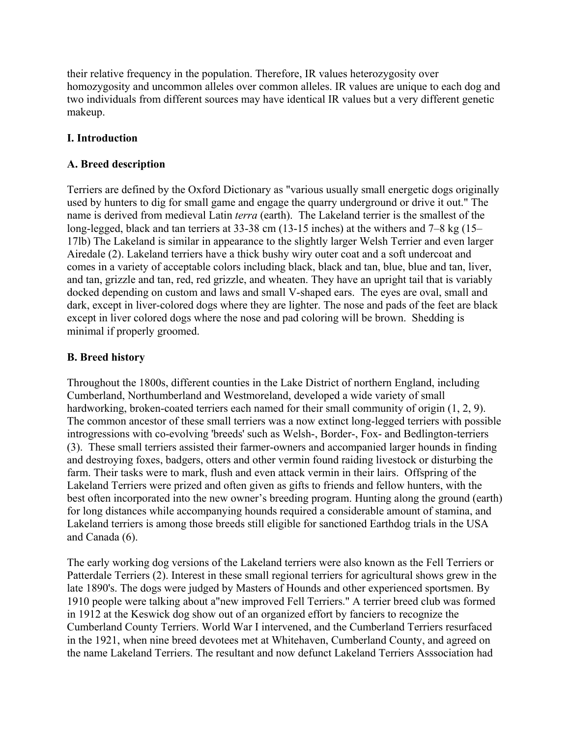their relative frequency in the population. Therefore, IR values heterozygosity over homozygosity and uncommon alleles over common alleles. IR values are unique to each dog and two individuals from different sources may have identical IR values but a very different genetic makeup.

## I. Introduction

### A. Breed description

Terriers are defined by the Oxford Dictionary as "various usually small energetic dogs originally used by hunters to dig for small game and engage the quarry underground or drive it out." The name is derived from medieval Latin *terra* (earth). The Lakeland terrier is the smallest of the long-legged, black and tan terriers at 33-38 cm (13-15 inches) at the withers and 7–8 kg (15–17lb) The Lakeland is similar in appearance to the slightly larger Welsh Terrier and even larger Airedale (2). Lakeland terriers have a thick bushy wiry outer coat and a soft undercoat and comes in a variety of acceptable colors including black, black and tan, blue, blue and tan, liver, and tan, grizzle and tan, red, red grizzle, and wheaten. They have an upright tail that is variably docked depending on custom and laws and small V-shaped ears. The eyes are oval, small and dark, except in liver-colored dogs where they are lighter. The nose and pads of the feet are black except in liver colored dogs where the nose and pad coloring will be brown. Shedding is minimal if properly groomed.

### B. Breed history

Throughout the 1800s, different counties in the Lake District of northern England, including Cumberland, Northumberland and Westmoreland, developed a wide variety of small hardworking, broken-coated terriers each named for their small community of origin (1, 2, 9). The common ancestor of these small terriers was a now extinct long-legged terriers with possible introgressions with co-evolving 'breeds' such as Welsh-, Border-, Fox- and Bedlington-terriers (3). These small terriers assisted their farmer-owners and accompanied larger hounds in finding and destroying foxes, badgers, otters and other vermin found raiding livestock or disturbing the farm. Their tasks were to mark, flush and even attack vermin in their lairs. Offspring of the Lakeland Terriers were prized and often given as gifts to friends and fellow hunters, with the best often incorporated into the new owner's breeding program. Hunting along the ground (earth) for long distances while accompanying hounds required a considerable amount of stamina, and Lakeland terriers is among those breeds still eligible for sanctioned Earthdog trials in the USA and Canada (6).

The early working dog versions of the Lakeland terriers were also known as the Fell Terriers or Patterdale Terriers (2). Interest in these small regional terriers for agricultural shows grew in the late 1890's. The dogs were judged by Masters of Hounds and other experienced sportsmen. By 1910 people were talking about a"new improved Fell Terriers." A terrier breed club was formed in 1912 at the Keswick dog show out of an organized effort by fanciers to recognize the Cumberland County Terriers. World War I intervened, and the Cumberland Terriers resurfaced in the 1921, when nine breed devotees met at Whitehaven, Cumberland County, and agreed on the name Lakeland Terriers. The resultant and now defunct Lakeland Terriers Asssociation had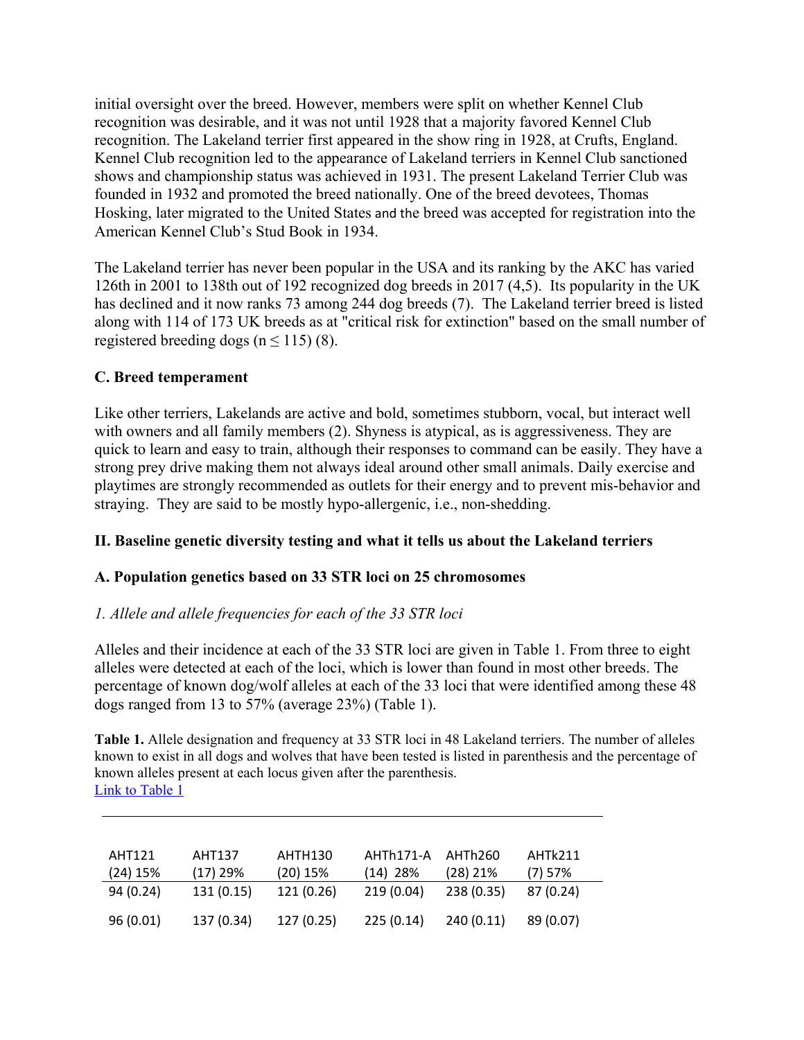initial oversight over the breed. However, members were split on whether Kennel Club recognition was desirable, and it was not until 1928 that a majority favored Kennel Club recognition. The Lakeland terrier first appeared in the show ring in 1928, at Crufts, England. Kennel Club recognition led to the appearance of Lakeland terriers in Kennel Club sanctioned shows and championship status was achieved in 1931. The present Lakeland Terrier Club was founded in 1932 and promoted the breed nationally. One of the breed devotees, Thomas Hosking, later migrated to the United States and the breed was accepted for registration into the American Kennel Club's Stud Book in 1934.

The Lakeland terrier has never been popular in the USA and its ranking by the AKC has varied 126th in 2001 to 138th out of 192 recognized dog breeds in 2017 (4,5). Its popularity in the UK has declined and it now ranks 73 among 244 dog breeds (7). The Lakeland terrier breed is listed along with 114 of 173 UK breeds as at "critical risk for extinction" based on the small number of registered breeding dogs (n ≤ 115) (8).

### C. Breed temperament

Like other terriers, Lakelands are active and bold, sometimes stubborn, vocal, but interact well with owners and all family members (2). Shyness is atypical, as is aggressiveness. They are quick to learn and easy to train, although their responses to command can be easily. They have a strong prey drive making them not always ideal around other small animals. Daily exercise and playtimes are strongly recommended as outlets for their energy and to prevent mis-behavior and straying. They are said to be mostly hypo-allergenic, i.e., non-shedding.

## II. Baseline genetic diversity testing and what it tells us about the Lakeland terriers

### A. Population genetics based on 33 STR loci on 25 chromosomes

*1. Allele and allele frequencies for each of the 33 STR loci*

Alleles and their incidence at each of the 33 STR loci are given in Table 1. From three to eight alleles were detected at each of the loci, which is lower than found in most other breeds. The percentage of known dog/wolf alleles at each of the 33 loci that were identified among these 48 dogs ranged from 13 to 57% (average 23%) (Table 1).

**Table 1.** Allele designation and frequency at 33 STR loci in 48 Lakeland terriers. The number of alleles known to exist in all dogs and wolves that have been tested is listed in parenthesis and the percentage of known alleles present at each locus given after the parenthesis.
[Link to Table 1](#)

| AHT121 (24) 15% | AHT137 (17) 29% | AHTH130 (20) 15% | AHTh171-A (14) 28% | AHTh260 (28) 21% | AHTk211 (7) 57% |
|---|---|---|---|---|---|
| 94 (0.24) | 131 (0.15) | 121 (0.26) | 219 (0.04) | 238 (0.35) | 87 (0.24) |
| 96 (0.01) | 137 (0.34) | 127 (0.25) | 225 (0.14) | 240 (0.11) | 89 (0.07) |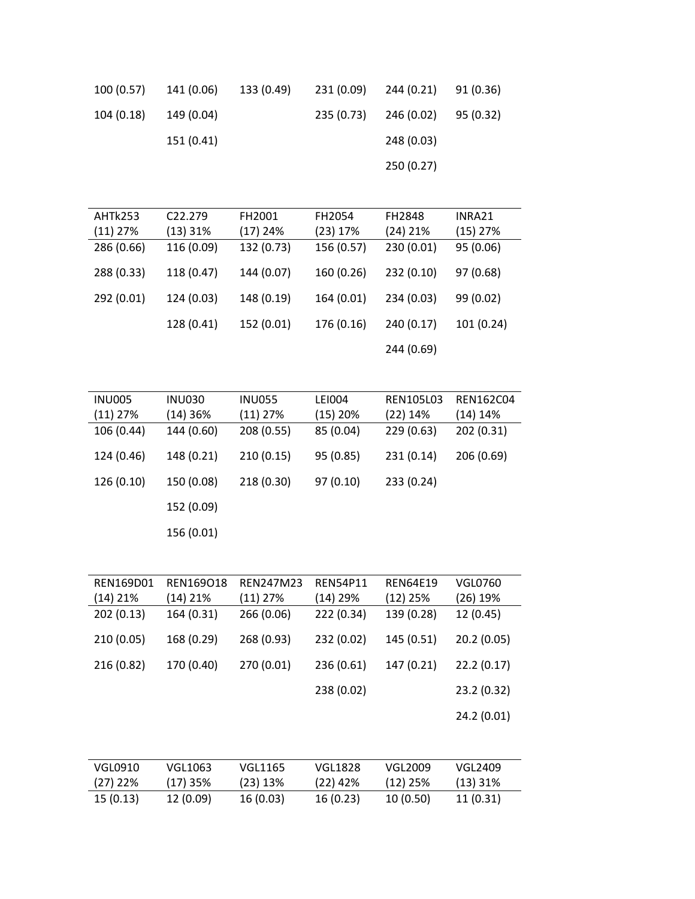| | | | | | |
|---|---|---|---|---|---|
| 100 (0.57) | 141 (0.06) | 133 (0.49) | 231 (0.09) | 244 (0.21) | 91 (0.36) |
| 104 (0.18) | 149 (0.04) | | 235 (0.73) | 246 (0.02) | 95 (0.32) |
| | 151 (0.41) | | | 248 (0.03) | |
| | | | | 250 (0.27) | |

| AHTk253 (11) 27% | C22.279 (13) 31% | FH2001 (17) 24% | FH2054 (23) 17% | FH2848 (24) 21% | INRA21 (15) 27% |
|---|---|---|---|---|---|
| 286 (0.66) | 116 (0.09) | 132 (0.73) | 156 (0.57) | 230 (0.01) | 95 (0.06) |
| 288 (0.33) | 118 (0.47) | 144 (0.07) | 160 (0.26) | 232 (0.10) | 97 (0.68) |
| 292 (0.01) | 124 (0.03) | 148 (0.19) | 164 (0.01) | 234 (0.03) | 99 (0.02) |
| | 128 (0.41) | 152 (0.01) | 176 (0.16) | 240 (0.17) | 101 (0.24) |
| | | | | 244 (0.69) | |

| INU005 (11) 27% | INU030 (14) 36% | INU055 (11) 27% | LEI004 (15) 20% | REN105L03 (22) 14% | REN162C04 (14) 14% |
|---|---|---|---|---|---|
| 106 (0.44) | 144 (0.60) | 208 (0.55) | 85 (0.04) | 229 (0.63) | 202 (0.31) |
| 124 (0.46) | 148 (0.21) | 210 (0.15) | 95 (0.85) | 231 (0.14) | 206 (0.69) |
| 126 (0.10) | 150 (0.08) | 218 (0.30) | 97 (0.10) | 233 (0.24) | |
| | 152 (0.09) | | | | |
| | 156 (0.01) | | | | |

| REN169D01 (14) 21% | REN169O18 (14) 21% | REN247M23 (11) 27% | REN54P11 (14) 29% | REN64E19 (12) 25% | VGL0760 (26) 19% |
|---|---|---|---|---|---|
| 202 (0.13) | 164 (0.31) | 266 (0.06) | 222 (0.34) | 139 (0.28) | 12 (0.45) |
| 210 (0.05) | 168 (0.29) | 268 (0.93) | 232 (0.02) | 145 (0.51) | 20.2 (0.05) |
| 216 (0.82) | 170 (0.40) | 270 (0.01) | 236 (0.61) | 147 (0.21) | 22.2 (0.17) |
| | | | 238 (0.02) | | 23.2 (0.32) |
| | | | | | 24.2 (0.01) |

| VGL0910 (27) 22% | VGL1063 (17) 35% | VGL1165 (23) 13% | VGL1828 (22) 42% | VGL2009 (12) 25% | VGL2409 (13) 31% |
|---|---|---|---|---|---|
| 15 (0.13) | 12 (0.09) | 16 (0.03) | 16 (0.23) | 10 (0.50) | 11 (0.31) |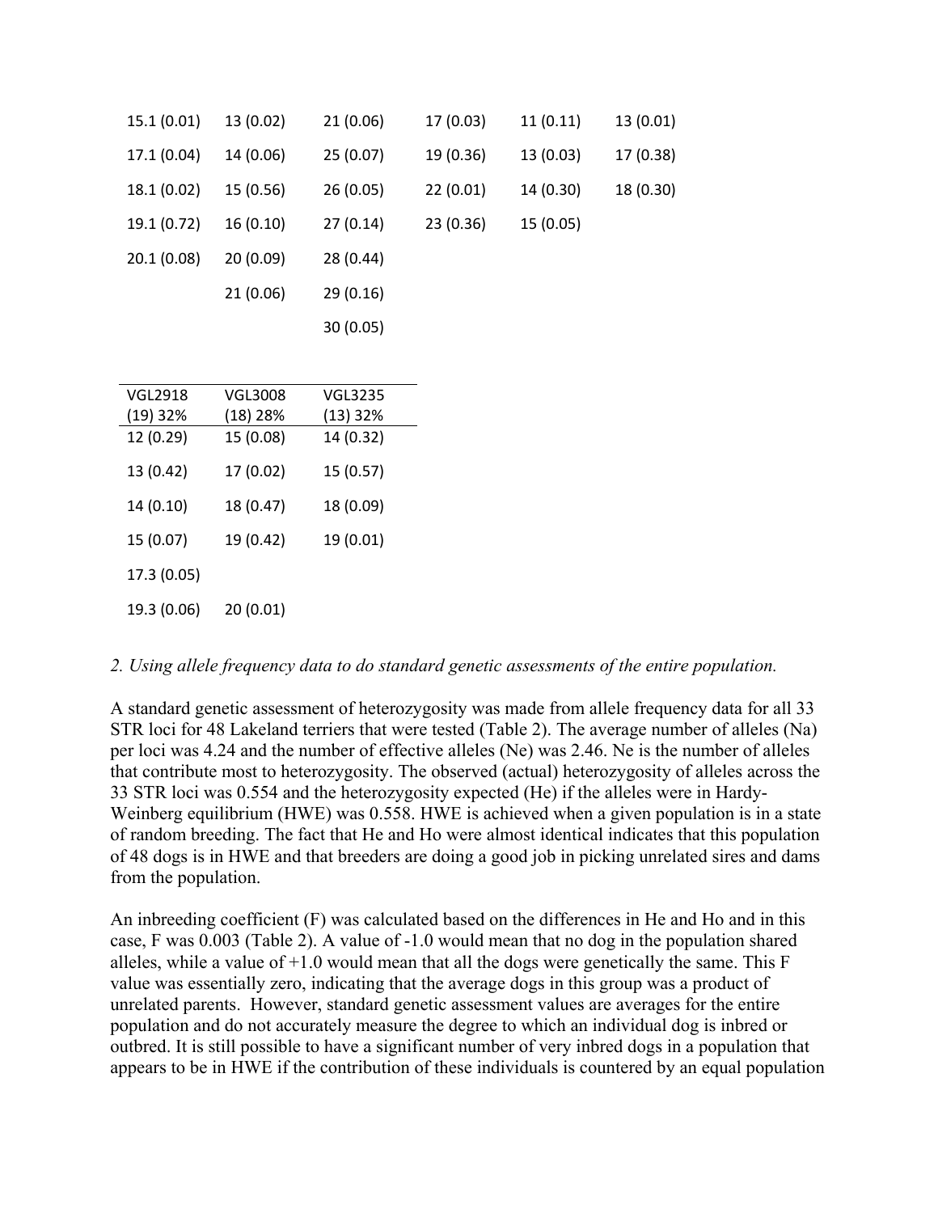| | | | | | |
|---|---|---|---|---|---|
| 15.1 (0.01) | 13 (0.02) | 21 (0.06) | 17 (0.03) | 11 (0.11) | 13 (0.01) |
| 17.1 (0.04) | 14 (0.06) | 25 (0.07) | 19 (0.36) | 13 (0.03) | 17 (0.38) |
| 18.1 (0.02) | 15 (0.56) | 26 (0.05) | 22 (0.01) | 14 (0.30) | 18 (0.30) |
| 19.1 (0.72) | 16 (0.10) | 27 (0.14) | 23 (0.36) | 15 (0.05) | |
| 20.1 (0.08) | 20 (0.09) | 28 (0.44) | | | |
| | 21 (0.06) | 29 (0.16) | | | |
| | | 30 (0.05) | | | |

| VGL2918 (19) 32% | VGL3008 (18) 28% | VGL3235 (13) 32% |
|---|---|---|
| 12 (0.29) | 15 (0.08) | 14 (0.32) |
| 13 (0.42) | 17 (0.02) | 15 (0.57) |
| 14 (0.10) | 18 (0.47) | 18 (0.09) |
| 15 (0.07) | 19 (0.42) | 19 (0.01) |
| 17.3 (0.05) | | |
| 19.3 (0.06) | 20 (0.01) | |

*2. Using allele frequency data to do standard genetic assessments of the entire population.*

A standard genetic assessment of heterozygosity was made from allele frequency data for all 33 STR loci for 48 Lakeland terriers that were tested (Table 2). The average number of alleles (Na) per loci was 4.24 and the number of effective alleles (Ne) was 2.46. Ne is the number of alleles that contribute most to heterozygosity. The observed (actual) heterozygosity of alleles across the 33 STR loci was 0.554 and the heterozygosity expected (He) if the alleles were in Hardy-Weinberg equilibrium (HWE) was 0.558. HWE is achieved when a given population is in a state of random breeding. The fact that He and Ho were almost identical indicates that this population of 48 dogs is in HWE and that breeders are doing a good job in picking unrelated sires and dams from the population.

An inbreeding coefficient (F) was calculated based on the differences in He and Ho and in this case, F was 0.003 (Table 2). A value of -1.0 would mean that no dog in the population shared alleles, while a value of +1.0 would mean that all the dogs were genetically the same. This F value was essentially zero, indicating that the average dogs in this group was a product of unrelated parents. However, standard genetic assessment values are averages for the entire population and do not accurately measure the degree to which an individual dog is inbred or outbred. It is still possible to have a significant number of very inbred dogs in a population that appears to be in HWE if the contribution of these individuals is countered by an equal population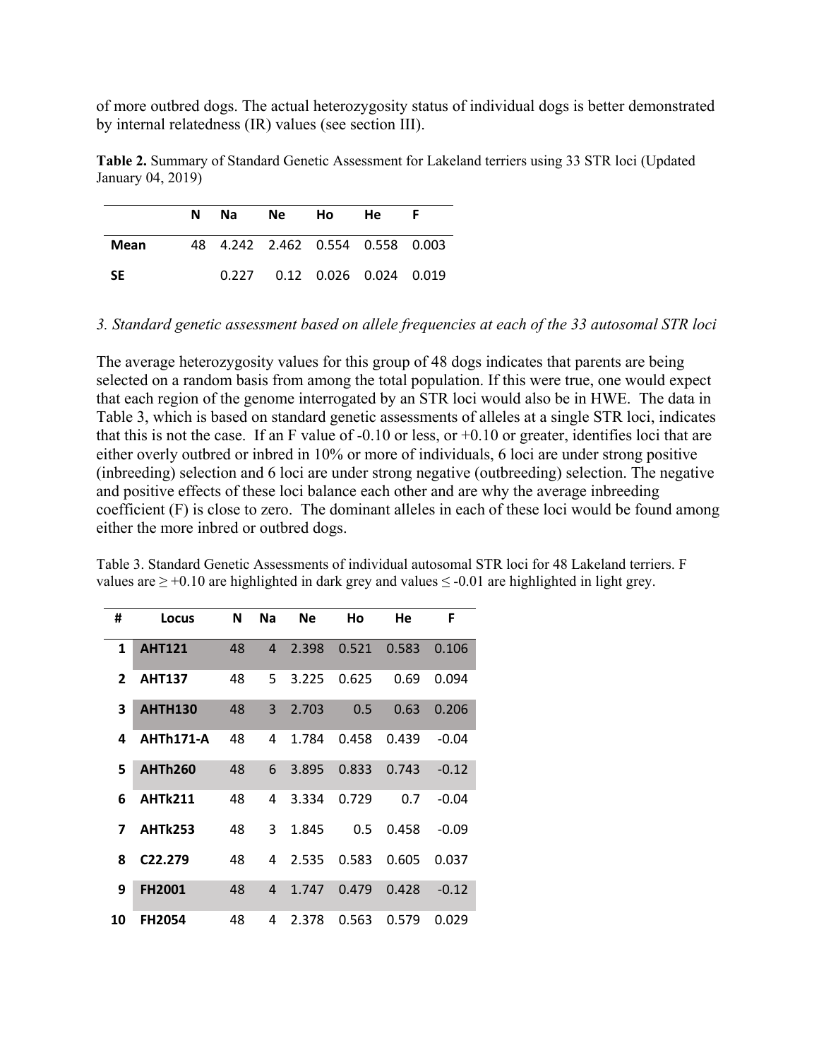of more outbred dogs. The actual heterozygosity status of individual dogs is better demonstrated by internal relatedness (IR) values (see section III).

**Table 2.** Summary of Standard Genetic Assessment for Lakeland terriers using 33 STR loci (Updated January 04, 2019)

| | N | Na | Ne | Ho | He | F |
|---|---|---|---|---|---|---|
| **Mean** | 48 | 4.242 | 2.462 | 0.554 | 0.558 | 0.003 |
| **SE** | | 0.227 | 0.12 | 0.026 | 0.024 | 0.019 |

*3. Standard genetic assessment based on allele frequencies at each of the 33 autosomal STR loci*

The average heterozygosity values for this group of 48 dogs indicates that parents are being selected on a random basis from among the total population. If this were true, one would expect that each region of the genome interrogated by an STR loci would also be in HWE. The data in Table 3, which is based on standard genetic assessments of alleles at a single STR loci, indicates that this is not the case. If an F value of -0.10 or less, or +0.10 or greater, identifies loci that are either overly outbred or inbred in 10% or more of individuals, 6 loci are under strong positive (inbreeding) selection and 6 loci are under strong negative (outbreeding) selection. The negative and positive effects of these loci balance each other and are why the average inbreeding coefficient (F) is close to zero. The dominant alleles in each of these loci would be found among either the more inbred or outbred dogs.

Table 3. Standard Genetic Assessments of individual autosomal STR loci for 48 Lakeland terriers. F values are ≥ +0.10 are highlighted in dark grey and values ≤ -0.01 are highlighted in light grey.

| # | Locus | N | Na | Ne | Ho | He | F |
|---|---|---|---|---|---|---|---|
| **1** | **AHT121** | 48 | 4 | 2.398 | 0.521 | 0.583 | 0.106 |
| **2** | **AHT137** | 48 | 5 | 3.225 | 0.625 | 0.69 | 0.094 |
| **3** | **AHTH130** | 48 | 3 | 2.703 | 0.5 | 0.63 | 0.206 |
| **4** | **AHTh171-A** | 48 | 4 | 1.784 | 0.458 | 0.439 | -0.04 |
| **5** | **AHTh260** | 48 | 6 | 3.895 | 0.833 | 0.743 | -0.12 |
| **6** | **AHTk211** | 48 | 4 | 3.334 | 0.729 | 0.7 | -0.04 |
| **7** | **AHTk253** | 48 | 3 | 1.845 | 0.5 | 0.458 | -0.09 |
| **8** | **C22.279** | 48 | 4 | 2.535 | 0.583 | 0.605 | 0.037 |
| **9** | **FH2001** | 48 | 4 | 1.747 | 0.479 | 0.428 | -0.12 |
| **10** | **FH2054** | 48 | 4 | 2.378 | 0.563 | 0.579 | 0.029 |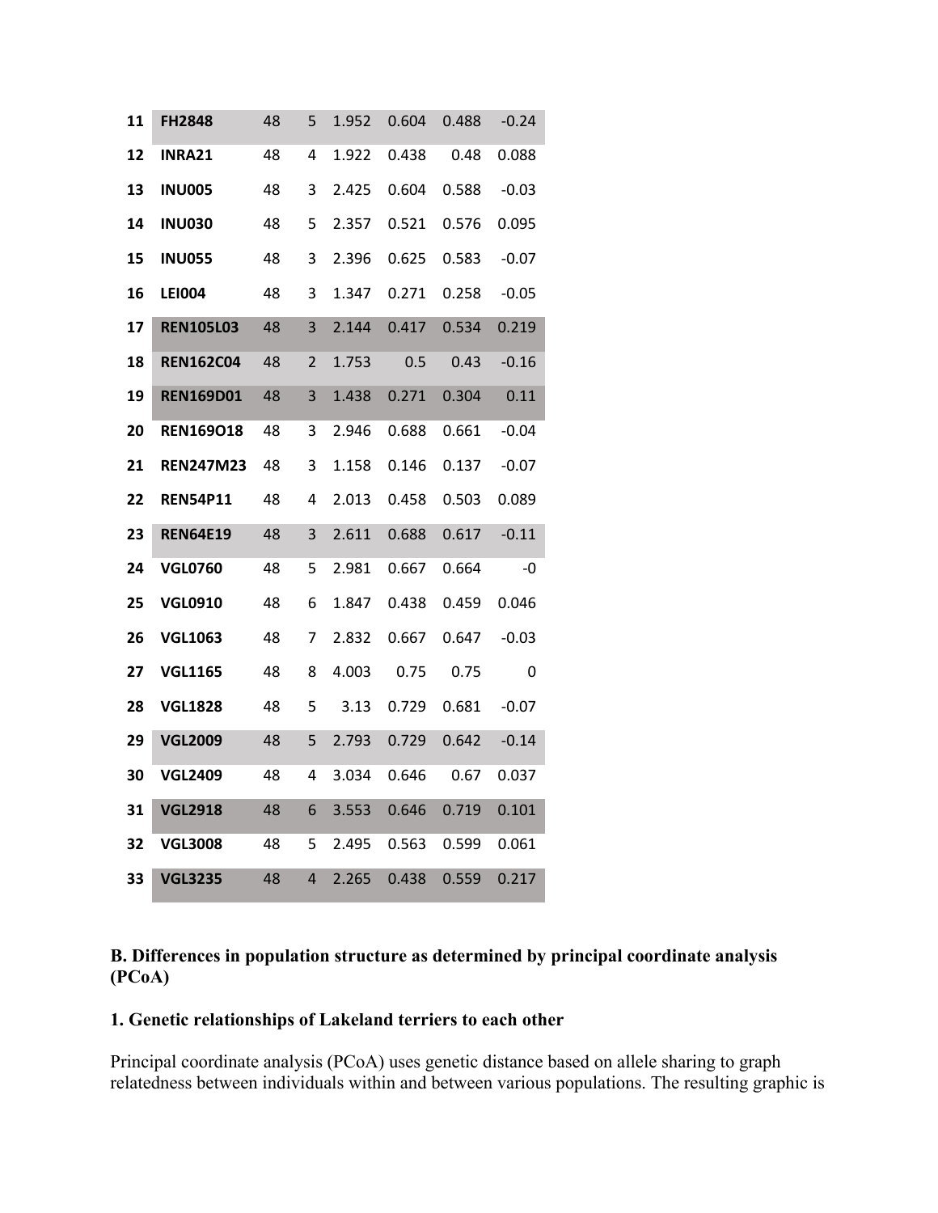| | | | | | | | |
|---|---|---|---|---|---|---|---|
| 11 | **FH2848** | 48 | 5 | 1.952 | 0.604 | 0.488 | -0.24 |
| 12 | **INRA21** | 48 | 4 | 1.922 | 0.438 | 0.48 | 0.088 |
| 13 | **INU005** | 48 | 3 | 2.425 | 0.604 | 0.588 | -0.03 |
| 14 | **INU030** | 48 | 5 | 2.357 | 0.521 | 0.576 | 0.095 |
| 15 | **INU055** | 48 | 3 | 2.396 | 0.625 | 0.583 | -0.07 |
| 16 | **LEI004** | 48 | 3 | 1.347 | 0.271 | 0.258 | -0.05 |
| 17 | **REN105L03** | 48 | 3 | 2.144 | 0.417 | 0.534 | 0.219 |
| 18 | **REN162C04** | 48 | 2 | 1.753 | 0.5 | 0.43 | -0.16 |
| 19 | **REN169D01** | 48 | 3 | 1.438 | 0.271 | 0.304 | 0.11 |
| 20 | **REN169O18** | 48 | 3 | 2.946 | 0.688 | 0.661 | -0.04 |
| 21 | **REN247M23** | 48 | 3 | 1.158 | 0.146 | 0.137 | -0.07 |
| 22 | **REN54P11** | 48 | 4 | 2.013 | 0.458 | 0.503 | 0.089 |
| 23 | **REN64E19** | 48 | 3 | 2.611 | 0.688 | 0.617 | -0.11 |
| 24 | **VGL0760** | 48 | 5 | 2.981 | 0.667 | 0.664 | -0 |
| 25 | **VGL0910** | 48 | 6 | 1.847 | 0.438 | 0.459 | 0.046 |
| 26 | **VGL1063** | 48 | 7 | 2.832 | 0.667 | 0.647 | -0.03 |
| 27 | **VGL1165** | 48 | 8 | 4.003 | 0.75 | 0.75 | 0 |
| 28 | **VGL1828** | 48 | 5 | 3.13 | 0.729 | 0.681 | -0.07 |
| 29 | **VGL2009** | 48 | 5 | 2.793 | 0.729 | 0.642 | -0.14 |
| 30 | **VGL2409** | 48 | 4 | 3.034 | 0.646 | 0.67 | 0.037 |
| 31 | **VGL2918** | 48 | 6 | 3.553 | 0.646 | 0.719 | 0.101 |
| 32 | **VGL3008** | 48 | 5 | 2.495 | 0.563 | 0.599 | 0.061 |
| 33 | **VGL3235** | 48 | 4 | 2.265 | 0.438 | 0.559 | 0.217 |

### B. Differences in population structure as determined by principal coordinate analysis (PCoA)

#### 1. Genetic relationships of Lakeland terriers to each other

Principal coordinate analysis (PCoA) uses genetic distance based on allele sharing to graph relatedness between individuals within and between various populations. The resulting graphic is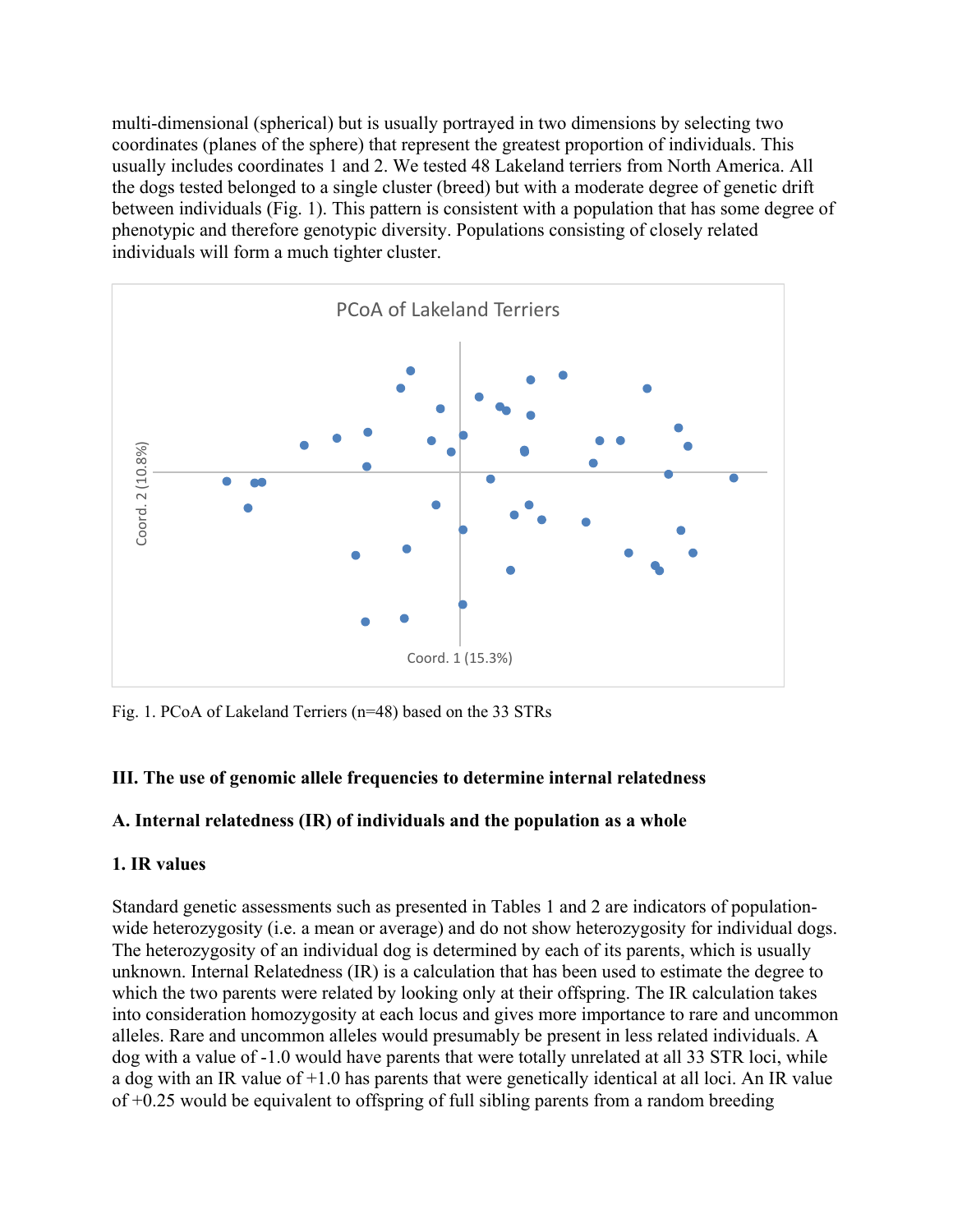multi-dimensional (spherical) but is usually portrayed in two dimensions by selecting two coordinates (planes of the sphere) that represent the greatest proportion of individuals. This usually includes coordinates 1 and 2. We tested 48 Lakeland terriers from North America. All the dogs tested belonged to a single cluster (breed) but with a moderate degree of genetic drift between individuals (Fig. 1). This pattern is consistent with a population that has some degree of phenotypic and therefore genotypic diversity. Populations consisting of closely related individuals will form a much tighter cluster.

Fig. 1. PCoA of Lakeland Terriers (n=48) based on the 33 STRs

### III. The use of genomic allele frequencies to determine internal relatedness

#### A. Internal relatedness (IR) of individuals and the population as a whole

##### 1. IR values

Standard genetic assessments such as presented in Tables 1 and 2 are indicators of population-wide heterozygosity (i.e. a mean or average) and do not show heterozygosity for individual dogs. The heterozygosity of an individual dog is determined by each of its parents, which is usually unknown. Internal Relatedness (IR) is a calculation that has been used to estimate the degree to which the two parents were related by looking only at their offspring. The IR calculation takes into consideration homozygosity at each locus and gives more importance to rare and uncommon alleles. Rare and uncommon alleles would presumably be present in less related individuals. A dog with a value of -1.0 would have parents that were totally unrelated at all 33 STR loci, while a dog with an IR value of +1.0 has parents that were genetically identical at all loci. An IR value of +0.25 would be equivalent to offspring of full sibling parents from a random breeding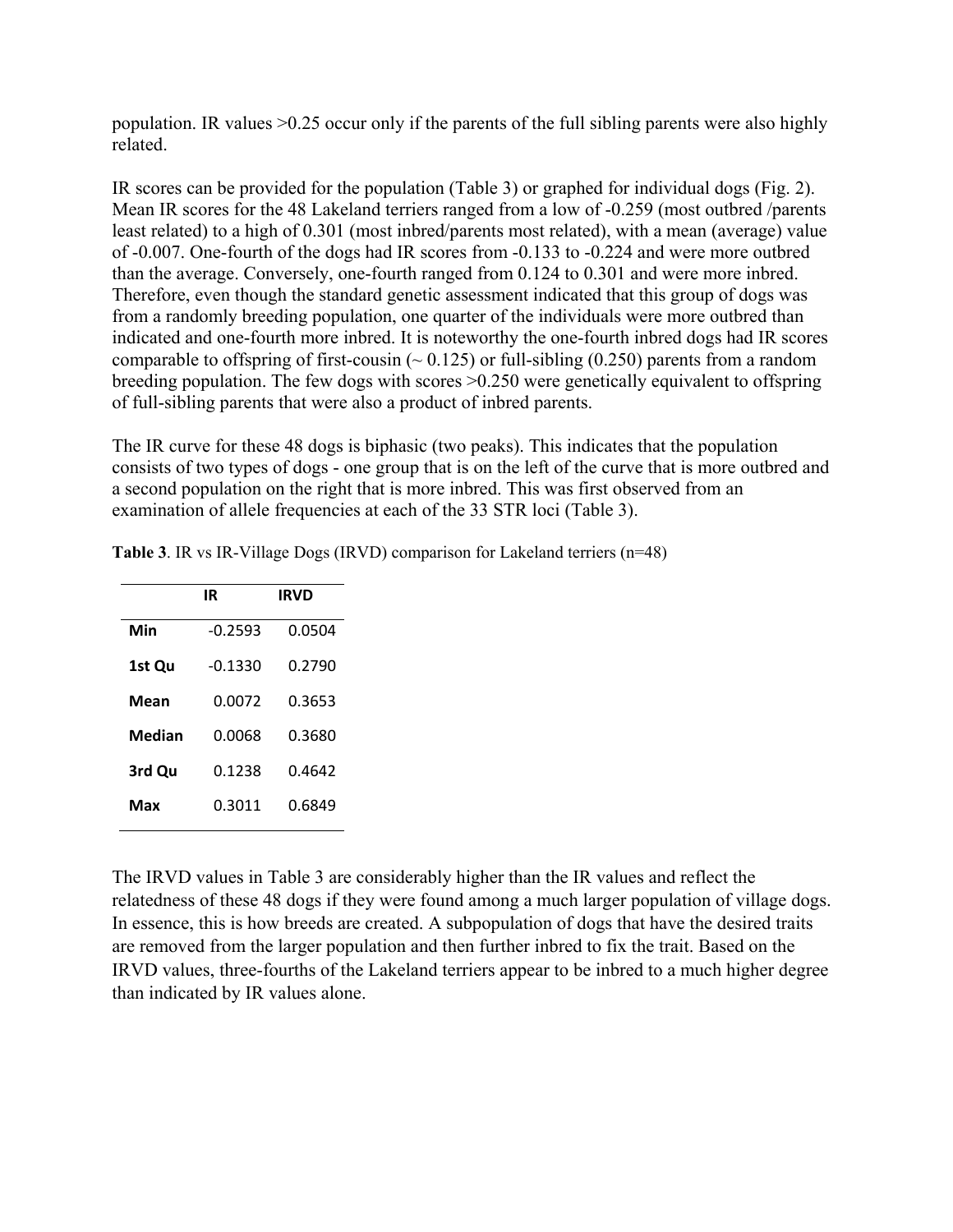population. IR values >0.25 occur only if the parents of the full sibling parents were also highly related.

IR scores can be provided for the population (Table 3) or graphed for individual dogs (Fig. 2). Mean IR scores for the 48 Lakeland terriers ranged from a low of -0.259 (most outbred /parents least related) to a high of 0.301 (most inbred/parents most related), with a mean (average) value of -0.007. One-fourth of the dogs had IR scores from -0.133 to -0.224 and were more outbred than the average. Conversely, one-fourth ranged from 0.124 to 0.301 and were more inbred. Therefore, even though the standard genetic assessment indicated that this group of dogs was from a randomly breeding population, one quarter of the individuals were more outbred than indicated and one-fourth more inbred. It is noteworthy the one-fourth inbred dogs had IR scores comparable to offspring of first-cousin (~ 0.125) or full-sibling (0.250) parents from a random breeding population. The few dogs with scores >0.250 were genetically equivalent to offspring of full-sibling parents that were also a product of inbred parents.

The IR curve for these 48 dogs is biphasic (two peaks). This indicates that the population consists of two types of dogs - one group that is on the left of the curve that is more outbred and a second population on the right that is more inbred. This was first observed from an examination of allele frequencies at each of the 33 STR loci (Table 3).

**Table 3**. IR vs IR-Village Dogs (IRVD) comparison for Lakeland terriers (n=48)

| | IR | IRVD |
|---|---|---|
| **Min** | -0.2593 | 0.0504 |
| **1st Qu** | -0.1330 | 0.2790 |
| **Mean** | 0.0072 | 0.3653 |
| **Median** | 0.0068 | 0.3680 |
| **3rd Qu** | 0.1238 | 0.4642 |
| **Max** | 0.3011 | 0.6849 |

The IRVD values in Table 3 are considerably higher than the IR values and reflect the relatedness of these 48 dogs if they were found among a much larger population of village dogs. In essence, this is how breeds are created. A subpopulation of dogs that have the desired traits are removed from the larger population and then further inbred to fix the trait. Based on the IRVD values, three-fourths of the Lakeland terriers appear to be inbred to a much higher degree than indicated by IR values alone.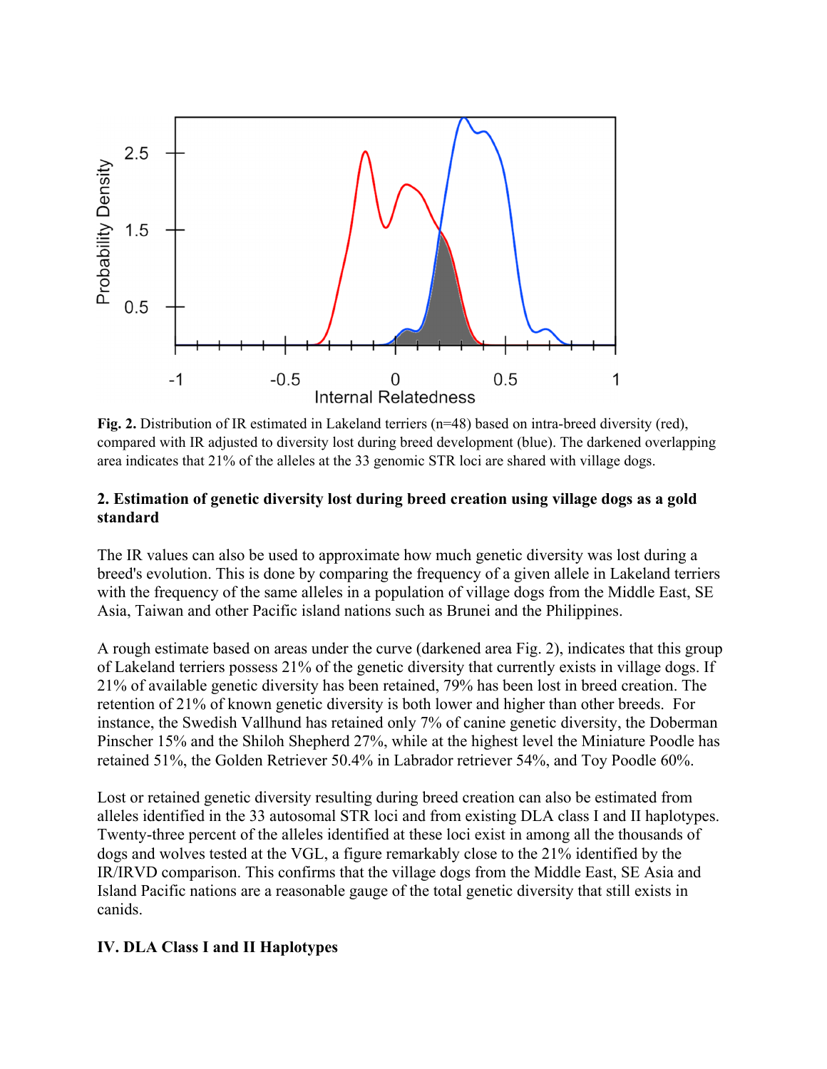**Fig. 2.** Distribution of IR estimated in Lakeland terriers (n=48) based on intra-breed diversity (red), compared with IR adjusted to diversity lost during breed development (blue). The darkened overlapping area indicates that 21% of the alleles at the 33 genomic STR loci are shared with village dogs.

### 2. Estimation of genetic diversity lost during breed creation using village dogs as a gold standard

The IR values can also be used to approximate how much genetic diversity was lost during a breed's evolution. This is done by comparing the frequency of a given allele in Lakeland terriers with the frequency of the same alleles in a population of village dogs from the Middle East, SE Asia, Taiwan and other Pacific island nations such as Brunei and the Philippines.

A rough estimate based on areas under the curve (darkened area Fig. 2), indicates that this group of Lakeland terriers possess 21% of the genetic diversity that currently exists in village dogs. If 21% of available genetic diversity has been retained, 79% has been lost in breed creation. The retention of 21% of known genetic diversity is both lower and higher than other breeds. For instance, the Swedish Vallhund has retained only 7% of canine genetic diversity, the Doberman Pinscher 15% and the Shiloh Shepherd 27%, while at the highest level the Miniature Poodle has retained 51%, the Golden Retriever 50.4% in Labrador retriever 54%, and Toy Poodle 60%.

Lost or retained genetic diversity resulting during breed creation can also be estimated from alleles identified in the 33 autosomal STR loci and from existing DLA class I and II haplotypes. Twenty-three percent of the alleles identified at these loci exist in among all the thousands of dogs and wolves tested at the VGL, a figure remarkably close to the 21% identified by the IR/IRVD comparison. This confirms that the village dogs from the Middle East, SE Asia and Island Pacific nations are a reasonable gauge of the total genetic diversity that still exists in canids.

## IV. DLA Class I and II Haplotypes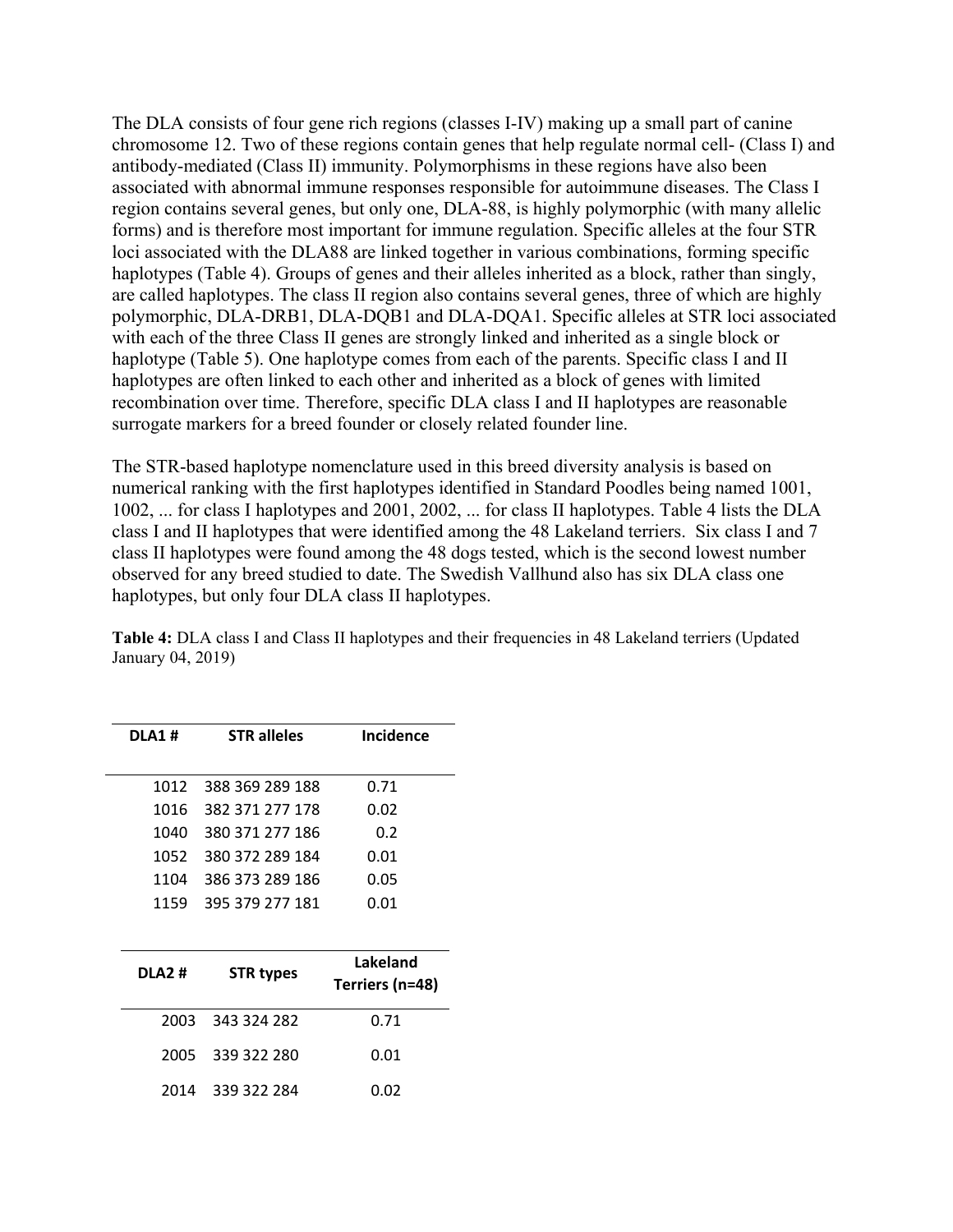The DLA consists of four gene rich regions (classes I-IV) making up a small part of canine chromosome 12. Two of these regions contain genes that help regulate normal cell- (Class I) and antibody-mediated (Class II) immunity. Polymorphisms in these regions have also been associated with abnormal immune responses responsible for autoimmune diseases. The Class I region contains several genes, but only one, DLA-88, is highly polymorphic (with many allelic forms) and is therefore most important for immune regulation. Specific alleles at the four STR loci associated with the DLA88 are linked together in various combinations, forming specific haplotypes (Table 4). Groups of genes and their alleles inherited as a block, rather than singly, are called haplotypes. The class II region also contains several genes, three of which are highly polymorphic, DLA-DRB1, DLA-DQB1 and DLA-DQA1. Specific alleles at STR loci associated with each of the three Class II genes are strongly linked and inherited as a single block or haplotype (Table 5). One haplotype comes from each of the parents. Specific class I and II haplotypes are often linked to each other and inherited as a block of genes with limited recombination over time. Therefore, specific DLA class I and II haplotypes are reasonable surrogate markers for a breed founder or closely related founder line.

The STR-based haplotype nomenclature used in this breed diversity analysis is based on numerical ranking with the first haplotypes identified in Standard Poodles being named 1001, 1002, ... for class I haplotypes and 2001, 2002, ... for class II haplotypes. Table 4 lists the DLA class I and II haplotypes that were identified among the 48 Lakeland terriers. Six class I and 7 class II haplotypes were found among the 48 dogs tested, which is the second lowest number observed for any breed studied to date. The Swedish Vallhund also has six DLA class one haplotypes, but only four DLA class II haplotypes.

**Table 4:** DLA class I and Class II haplotypes and their frequencies in 48 Lakeland terriers (Updated January 04, 2019)

| DLA1 # | STR alleles | Incidence |
|---|---|---|
| 1012 | 388 369 289 188 | 0.71 |
| 1016 | 382 371 277 178 | 0.02 |
| 1040 | 380 371 277 186 | 0.2 |
| 1052 | 380 372 289 184 | 0.01 |
| 1104 | 386 373 289 186 | 0.05 |
| 1159 | 395 379 277 181 | 0.01 |

| DLA2 # | STR types | Lakeland Terriers (n=48) |
|---|---|---|
| 2003 | 343 324 282 | 0.71 |
| 2005 | 339 322 280 | 0.01 |
| 2014 | 339 322 284 | 0.02 |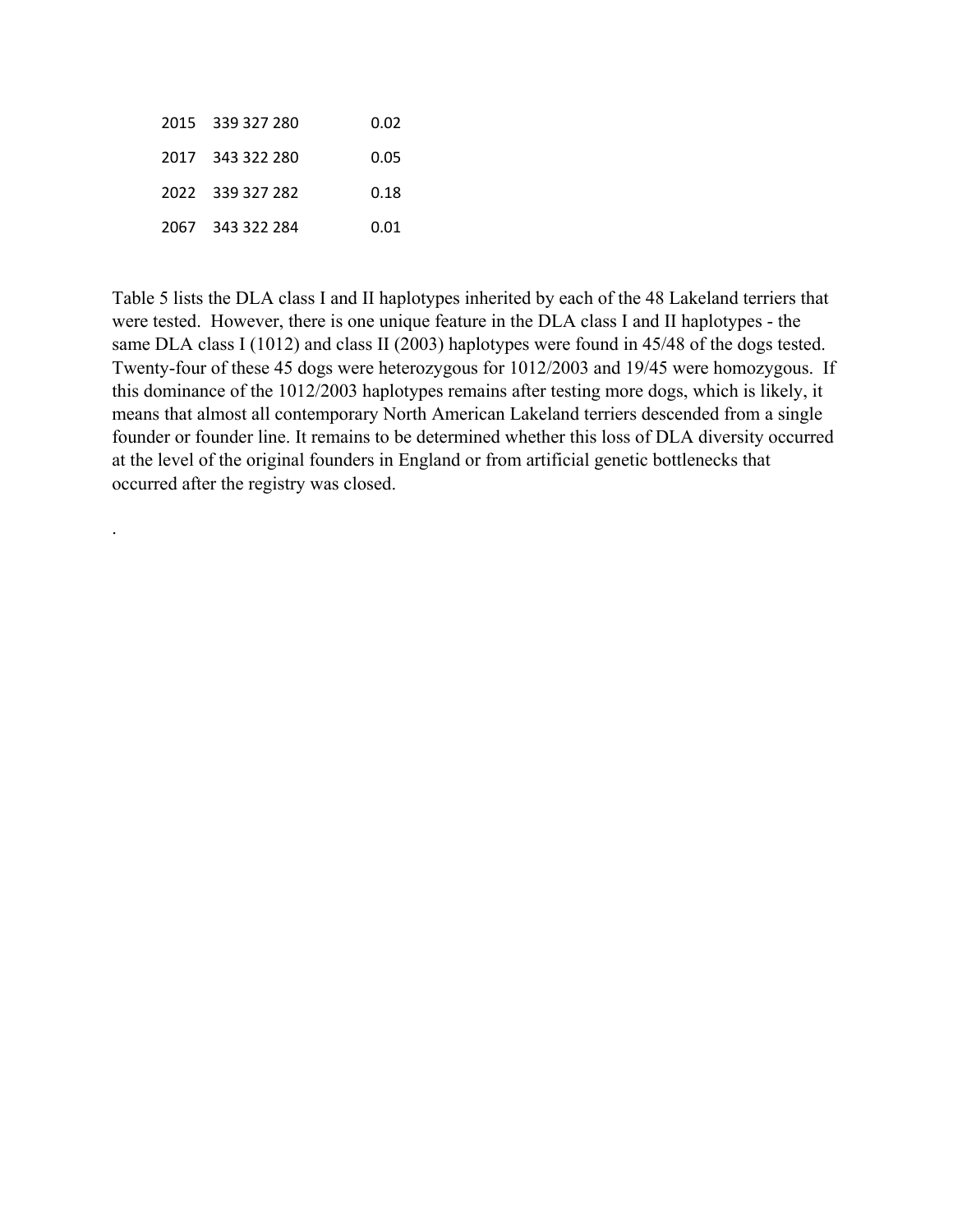| | | |
|---|---|---|
| 2015 | 339 327 280 | 0.02 |
| 2017 | 343 322 280 | 0.05 |
| 2022 | 339 327 282 | 0.18 |
| 2067 | 343 322 284 | 0.01 |

Table 5 lists the DLA class I and II haplotypes inherited by each of the 48 Lakeland terriers that were tested. However, there is one unique feature in the DLA class I and II haplotypes - the same DLA class I (1012) and class II (2003) haplotypes were found in 45/48 of the dogs tested. Twenty-four of these 45 dogs were heterozygous for 1012/2003 and 19/45 were homozygous. If this dominance of the 1012/2003 haplotypes remains after testing more dogs, which is likely, it means that almost all contemporary North American Lakeland terriers descended from a single founder or founder line. It remains to be determined whether this loss of DLA diversity occurred at the level of the original founders in England or from artificial genetic bottlenecks that occurred after the registry was closed.

.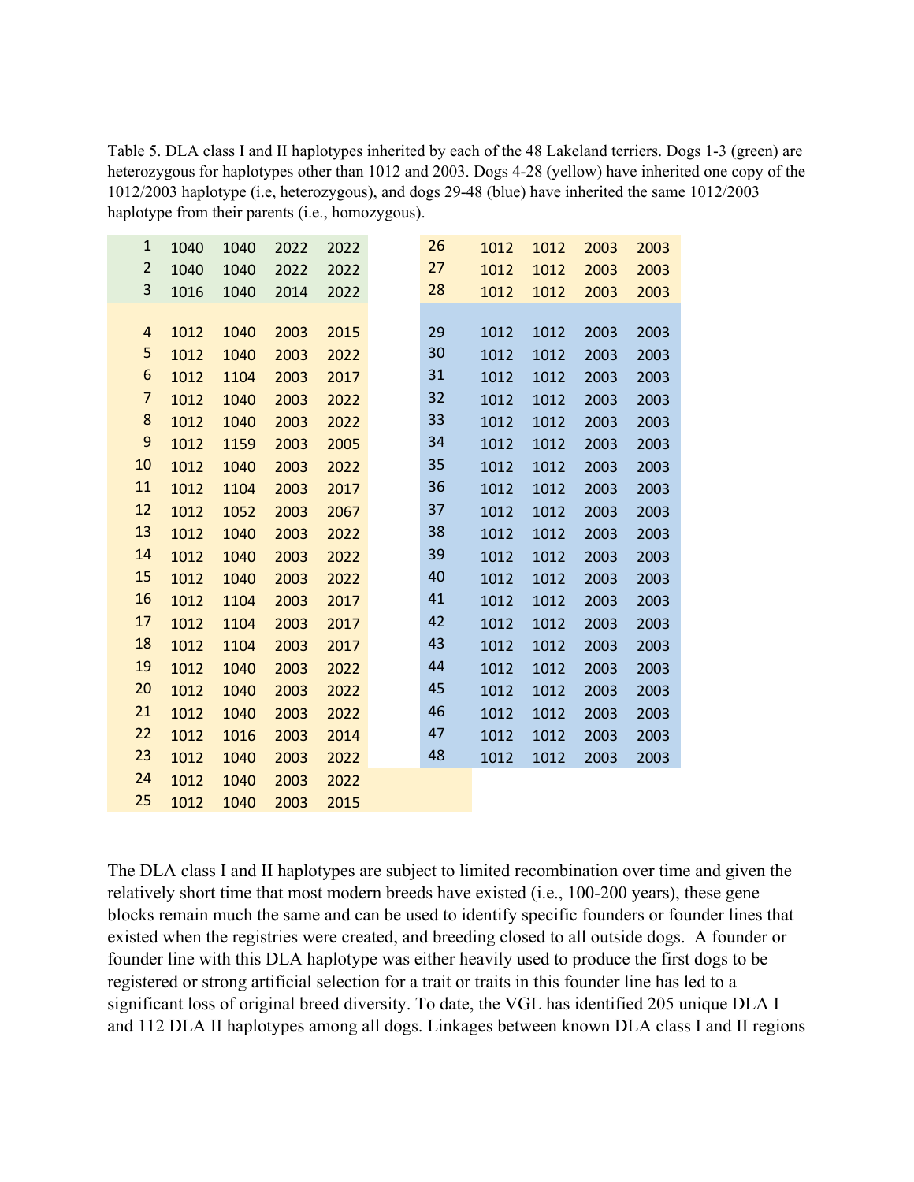Table 5. DLA class I and II haplotypes inherited by each of the 48 Lakeland terriers. Dogs 1-3 (green) are heterozygous for haplotypes other than 1012 and 2003. Dogs 4-28 (yellow) have inherited one copy of the 1012/2003 haplotype (i.e, heterozygous), and dogs 29-48 (blue) have inherited the same 1012/2003 haplotype from their parents (i.e., homozygous).

| Dog | | | | |
|---|---|---|---|---|
| 1 | 1040 | 1040 | 2022 | 2022 |
| 2 | 1040 | 1040 | 2022 | 2022 |
| 3 | 1016 | 1040 | 2014 | 2022 |
| 4 | 1012 | 1040 | 2003 | 2015 |
| 5 | 1012 | 1040 | 2003 | 2022 |
| 6 | 1012 | 1104 | 2003 | 2017 |
| 7 | 1012 | 1040 | 2003 | 2022 |
| 8 | 1012 | 1040 | 2003 | 2022 |
| 9 | 1012 | 1159 | 2003 | 2005 |
| 10 | 1012 | 1040 | 2003 | 2022 |
| 11 | 1012 | 1104 | 2003 | 2017 |
| 12 | 1012 | 1052 | 2003 | 2067 |
| 13 | 1012 | 1040 | 2003 | 2022 |
| 14 | 1012 | 1040 | 2003 | 2022 |
| 15 | 1012 | 1040 | 2003 | 2022 |
| 16 | 1012 | 1104 | 2003 | 2017 |
| 17 | 1012 | 1104 | 2003 | 2017 |
| 18 | 1012 | 1104 | 2003 | 2017 |
| 19 | 1012 | 1040 | 2003 | 2022 |
| 20 | 1012 | 1040 | 2003 | 2022 |
| 21 | 1012 | 1040 | 2003 | 2022 |
| 22 | 1012 | 1016 | 2003 | 2014 |
| 23 | 1012 | 1040 | 2003 | 2022 |
| 24 | 1012 | 1040 | 2003 | 2022 |
| 25 | 1012 | 1040 | 2003 | 2015 |
| 26 | 1012 | 1012 | 2003 | 2003 |
| 27 | 1012 | 1012 | 2003 | 2003 |
| 28 | 1012 | 1012 | 2003 | 2003 |
| 29 | 1012 | 1012 | 2003 | 2003 |
| 30 | 1012 | 1012 | 2003 | 2003 |
| 31 | 1012 | 1012 | 2003 | 2003 |
| 32 | 1012 | 1012 | 2003 | 2003 |
| 33 | 1012 | 1012 | 2003 | 2003 |
| 34 | 1012 | 1012 | 2003 | 2003 |
| 35 | 1012 | 1012 | 2003 | 2003 |
| 36 | 1012 | 1012 | 2003 | 2003 |
| 37 | 1012 | 1012 | 2003 | 2003 |
| 38 | 1012 | 1012 | 2003 | 2003 |
| 39 | 1012 | 1012 | 2003 | 2003 |
| 40 | 1012 | 1012 | 2003 | 2003 |
| 41 | 1012 | 1012 | 2003 | 2003 |
| 42 | 1012 | 1012 | 2003 | 2003 |
| 43 | 1012 | 1012 | 2003 | 2003 |
| 44 | 1012 | 1012 | 2003 | 2003 |
| 45 | 1012 | 1012 | 2003 | 2003 |
| 46 | 1012 | 1012 | 2003 | 2003 |
| 47 | 1012 | 1012 | 2003 | 2003 |
| 48 | 1012 | 1012 | 2003 | 2003 |

The DLA class I and II haplotypes are subject to limited recombination over time and given the relatively short time that most modern breeds have existed (i.e., 100-200 years), these gene blocks remain much the same and can be used to identify specific founders or founder lines that existed when the registries were created, and breeding closed to all outside dogs. A founder or founder line with this DLA haplotype was either heavily used to produce the first dogs to be registered or strong artificial selection for a trait or traits in this founder line has led to a significant loss of original breed diversity. To date, the VGL has identified 205 unique DLA I and 112 DLA II haplotypes among all dogs. Linkages between known DLA class I and II regions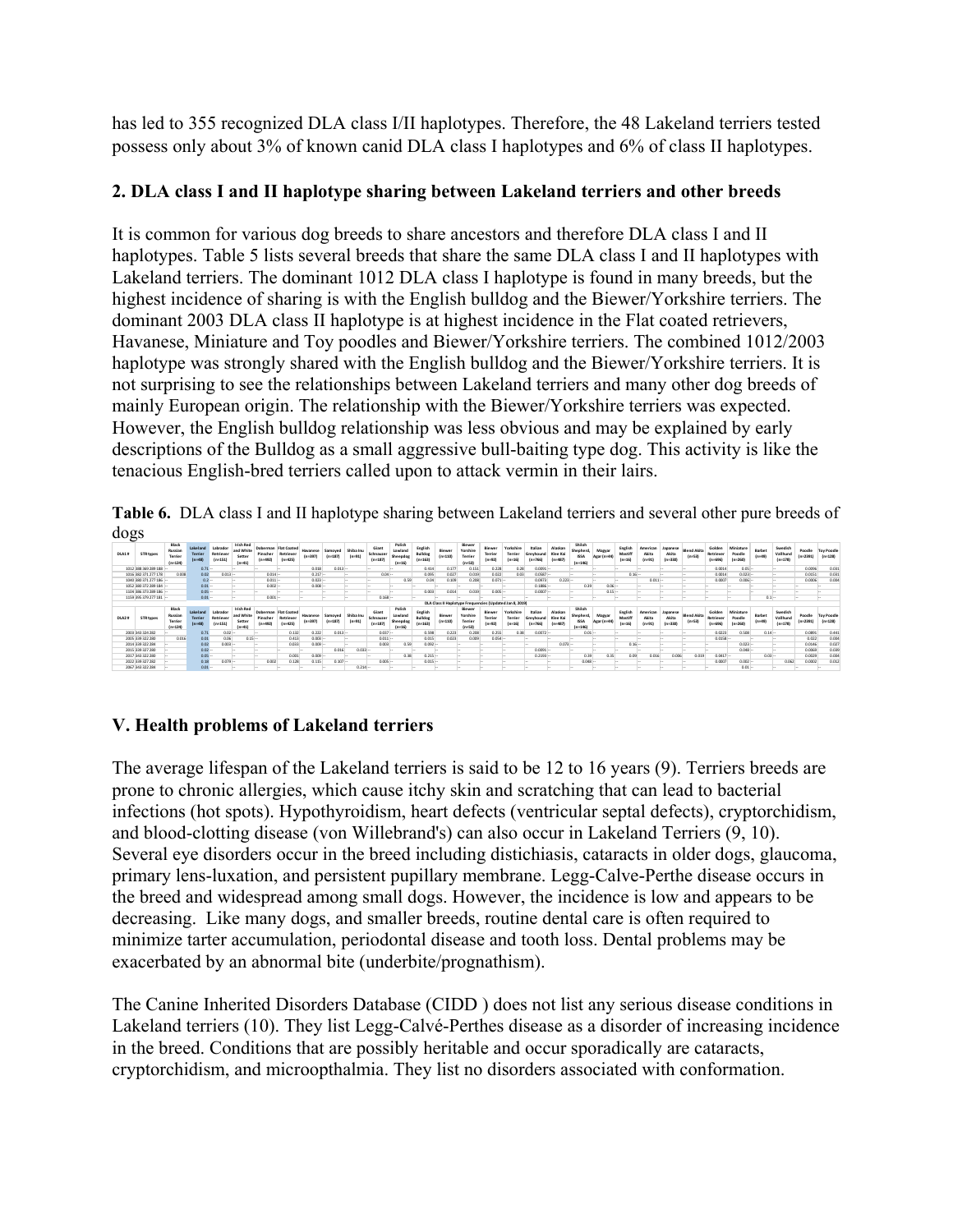has led to 355 recognized DLA class I/II haplotypes. Therefore, the 48 Lakeland terriers tested possess only about 3% of known canid DLA class I haplotypes and 6% of class II haplotypes.

## 2. DLA class I and II haplotype sharing between Lakeland terriers and other breeds

It is common for various dog breeds to share ancestors and therefore DLA class I and II haplotypes. Table 5 lists several breeds that share the same DLA class I and II haplotypes with Lakeland terriers. The dominant 1012 DLA class I haplotype is found in many breeds, but the highest incidence of sharing is with the English bulldog and the Biewer/Yorkshire terriers. The dominant 2003 DLA class II haplotype is at highest incidence in the Flat coated retrievers, Havanese, Miniature and Toy poodles and Biewer/Yorkshire terriers. The combined 1012/2003 haplotype was strongly shared with the English bulldog and the Biewer/Yorkshire terriers. It is not surprising to see the relationships between Lakeland terriers and many other dog breeds of mainly European origin. The relationship with the Biewer/Yorkshire terriers was expected. However, the English bulldog relationship was less obvious and may be explained by early descriptions of the Bulldog as a small aggressive bull-baiting type dog. This activity is like the tenacious English-bred terriers called upon to attack vermin in their lairs.

**Table 6.** DLA class I and II haplotype sharing between Lakeland terriers and several other pure breeds of dogs

| DLA1 # | STR types | Black Russian Terrier (n=124) | Lakeland Terrier (n=48) | Labrador Retriever (n=151) | Irish Red and White Setter (n=41) | Doberman Pinscher (n=482) | Flat Coated Retriever (n=425) | Havanese (n=397) | Samoyed (n=187) | Shiba Inu (n=91) | Giant Schnauzer (n=187) | Polish Lowland Sheepdog (n=16) | English Bulldog (n=163) | Biewer (n=133) | Biewer Yorshire Terrier (n=52) | Biewer Terrier (n=82) | Yorkshire Terrier (n=16) | Italian Greyhound (n=766) | Alaskan Klee Kai (n=487) | Shiloh Shepherd, ISSA (n=146) | Magyar Agar (n=44) | English Mastiff (n=16) | American Akita (n=91) | Japanese Akita (n=338) | Mixed Akita (n=53) | Golden Retriever (n=666) | Miniature Poodle (n=268) | Barbet (n=46) | Swedish Vallhund (n=178) | Poodle (n=2361) | Toy Poodle (n=128) |
|---|---|---|---|---|---|---|---|---|---|---|---|---|---|---|---|---|---|---|---|---|---|---|---|---|---|---|---|---|---|---|---|
| 1012 | 388 369 289 188 | -- | 0.73 | -- | -- | -- | -- | 0.018 | 0.013 | -- | -- | -- | 0.414 | 0.177 | 0.151 | 0.238 | 0.28 | 0.0091 | -- | -- | -- | -- | -- | -- | -- | 0.0014 | 0.05 | -- | -- | 0.0096 | 0.031 |
| 1016 | 382 371 277 178 | 0.008 | 0.02 | 0.013 | -- | 0.014 | 0.257 | -- | -- | -- | 0.04 | -- | 0.095 | 0.027 | 0.019 | 0.022 | 0.03 | 0.0587 | -- | -- | -- | 0.36 | -- | -- | -- | 0.0014 | 0.022 | -- | -- | 0.0153 | 0.035 |
| 1040 | 380 371 277 186 | -- | 0.2 | -- | -- | 0.011 | 0.023 | -- | -- | -- | -- | 0.59 | 0.04 | 0.109 | 0.288 | 0.071 | -- | 0.0973 | 0.223 | -- | -- | -- | 0.011 | -- | -- | 0.0007 | 0.006 | -- | -- | 0.0006 | 0.004 |
| 1052 | 388 372 289 184 | -- | 0.03 | -- | -- | 0.002 | 0.008 | -- | -- | -- | -- | -- | -- | -- | -- | -- | -- | 0.1886 | -- | 0.39 | 0.06 | -- | -- | -- | -- | -- | -- | -- | -- | -- | -- |
| 1109 | 396 372 289 186 | -- | 0.05 | -- | -- | -- | -- | -- | -- | -- | -- | -- | 0.003 | 0.014 | 0.019 | 0.005 | -- | 0.0007 | -- | -- | 0.15 | -- | -- | -- | -- | -- | -- | -- | -- | -- | -- |
| 1159 | 395 379 277 181 | -- | 0.05 | -- | -- | 0.001 | -- | -- | -- | -- | 0.168 | -- | -- | -- | -- | -- | -- | -- | -- | -- | -- | -- | -- | -- | -- | -- | -- | 0.1 | -- | -- | -- |
| DLA Class II Haplotype Frequencies (Updated Jan 8, 2019) | | | | | | | | | | | | | | | | | | | | | | | | | | | | | | | |
| DLA2 # | STR types | Black Russian Terrier (n=124) | Lakeland Terrier (n=48) | Labrador Retriever (n=151) | Irish Red and White Setter (n=41) | Doberman Pinscher (n=482) | Flat Coated Retriever (n=425) | Havanese (n=397) | Samoyed (n=187) | Shiba Inu (n=91) | Giant Schnauzer (n=187) | Polish Lowland Sheepdog (n=16) | English Bulldog (n=163) | Biewer (n=133) | Biewer Yorshire Terrier (n=52) | Biewer Terrier (n=82) | Yorkshire Terrier (n=16) | Italian Greyhound (n=766) | Alaskan Klee Kai (n=487) | Shiloh Shepherd, ISSA (n=146) | Magyar Agar (n=44) | English Mastiff (n=16) | American Akita (n=91) | Japanese Akita (n=338) | Mixed Akita (n=53) | Golden Retriever (n=666) | Miniature Poodle (n=268) | Barbet (n=46) | Swedish Vallhund (n=178) | Poodle (n=2361) | Toy Poodle (n=128) |
| 2003 | 343 324 282 | -- | 0.71 | 0.02 | -- | -- | 0.132 | 0.232 | 0.013 | -- | 0.037 | -- | 0.598 | 0.223 | 0.288 | 0.255 | 0.38 | 0.0072 | -- | 0.01 | -- | -- | -- | -- | -- | 0.0223 | 0.508 | 0.14 | -- | 0.0895 | 0.445 |
| 2005 | 339 322 280 | 0.016 | 0.01 | 0.06 | 0.15 | -- | 0.413 | 0.003 | -- | -- | 0.011 | -- | 0.015 | 0.023 | 0.009 | 0.054 | -- | -- | -- | -- | -- | -- | -- | -- | -- | 0.0358 | -- | -- | -- | 0.022 | 0.004 |
| 2014 | 339 322 284 | -- | 0.02 | 0.003 | -- | -- | 0.013 | 0.009 | -- | -- | 0.003 | 0.59 | 0.092 | -- | -- | -- | -- | -- | 0.079 | -- | -- | 0.16 | -- | -- | -- | -- | 0.022 | -- | -- | 0.0146 | 0.027 |
| 2015 | 339 327 286 | -- | 0.02 | -- | -- | -- | -- | -- | -- | 0.016 | 0.033 | -- | -- | -- | -- | -- | -- | 0.0091 | -- | -- | -- | -- | -- | -- | -- | -- | 0.048 | -- | -- | 0.0069 | 0.039 |
| 2017 | 343 322 280 | -- | 0.05 | -- | -- | -- | 0.001 | 0.009 | -- | -- | -- | 0.38 | 0.255 | -- | -- | -- | -- | 0.2193 | -- | 0.39 | 0.35 | 0.03 | 0.016 | 0.006 | 0.019 | 0.0417 | -- | 0.03 | -- | 0.0023 | 0.008 |
| 2022 | 339 322 282 | -- | 0.18 | 0.079 | -- | 0.002 | 0.128 | 0.135 | 0.107 | -- | 0.005 | -- | 0.015 | -- | -- | -- | -- | -- | -- | 0.048 | -- | -- | -- | -- | -- | 0.0007 | 0.002 | -- | 0.062 | 0.0002 | 0.012 |
| 2067 | 343 322 284 | -- | 0.01 | -- | -- | -- | -- | -- | -- | 0.214 | -- | -- | -- | -- | -- | -- | -- | -- | -- | -- | -- | -- | -- | -- | -- | -- | 0.01 | -- | -- | -- | -- |

# V. Health problems of Lakeland terriers

The average lifespan of the Lakeland terriers is said to be 12 to 16 years (9). Terriers breeds are prone to chronic allergies, which cause itchy skin and scratching that can lead to bacterial infections (hot spots). Hypothyroidism, heart defects (ventricular septal defects), cryptorchidism, and blood-clotting disease (von Willebrand's) can also occur in Lakeland Terriers (9, 10). Several eye disorders occur in the breed including distichiasis, cataracts in older dogs, glaucoma, primary lens-luxation, and persistent pupillary membrane. Legg-Calve-Perthe disease occurs in the breed and widespread among small dogs. However, the incidence is low and appears to be decreasing. Like many dogs, and smaller breeds, routine dental care is often required to minimize tarter accumulation, periodontal disease and tooth loss. Dental problems may be exacerbated by an abnormal bite (underbite/prognathism).

The Canine Inherited Disorders Database (CIDD ) does not list any serious disease conditions in Lakeland terriers (10). They list Legg-Calvé-Perthes disease as a disorder of increasing incidence in the breed. Conditions that are possibly heritable and occur sporadically are cataracts, cryptorchidism, and microopthalmia. They list no disorders associated with conformation.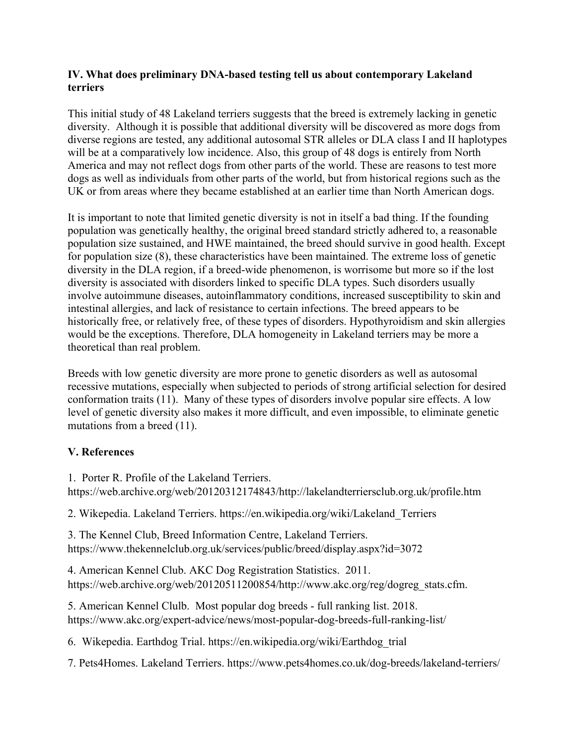### IV. What does preliminary DNA-based testing tell us about contemporary Lakeland terriers

This initial study of 48 Lakeland terriers suggests that the breed is extremely lacking in genetic diversity. Although it is possible that additional diversity will be discovered as more dogs from diverse regions are tested, any additional autosomal STR alleles or DLA class I and II haplotypes will be at a comparatively low incidence. Also, this group of 48 dogs is entirely from North America and may not reflect dogs from other parts of the world. These are reasons to test more dogs as well as individuals from other parts of the world, but from historical regions such as the UK or from areas where they became established at an earlier time than North American dogs.

It is important to note that limited genetic diversity is not in itself a bad thing. If the founding population was genetically healthy, the original breed standard strictly adhered to, a reasonable population size sustained, and HWE maintained, the breed should survive in good health. Except for population size (8), these characteristics have been maintained. The extreme loss of genetic diversity in the DLA region, if a breed-wide phenomenon, is worrisome but more so if the lost diversity is associated with disorders linked to specific DLA types. Such disorders usually involve autoimmune diseases, autoinflammatory conditions, increased susceptibility to skin and intestinal allergies, and lack of resistance to certain infections. The breed appears to be historically free, or relatively free, of these types of disorders. Hypothyroidism and skin allergies would be the exceptions. Therefore, DLA homogeneity in Lakeland terriers may be more a theoretical than real problem.

Breeds with low genetic diversity are more prone to genetic disorders as well as autosomal recessive mutations, especially when subjected to periods of strong artificial selection for desired conformation traits (11). Many of these types of disorders involve popular sire effects. A low level of genetic diversity also makes it more difficult, and even impossible, to eliminate genetic mutations from a breed (11).

### V. References

1. Porter R. Profile of the Lakeland Terriers. https://web.archive.org/web/20120312174843/http://lakelandterriersclub.org.uk/profile.htm

2. Wikepedia. Lakeland Terriers. https://en.wikipedia.org/wiki/Lakeland_Terriers

3. The Kennel Club, Breed Information Centre, Lakeland Terriers. https://www.thekennelclub.org.uk/services/public/breed/display.aspx?id=3072

4. American Kennel Club. AKC Dog Registration Statistics. 2011. https://web.archive.org/web/20120511200854/http://www.akc.org/reg/dogreg_stats.cfm.

5. American Kennel Clulb. Most popular dog breeds - full ranking list. 2018. https://www.akc.org/expert-advice/news/most-popular-dog-breeds-full-ranking-list/

6. Wikepedia. Earthdog Trial. https://en.wikipedia.org/wiki/Earthdog_trial

7. Pets4Homes. Lakeland Terriers. https://www.pets4homes.co.uk/dog-breeds/lakeland-terriers/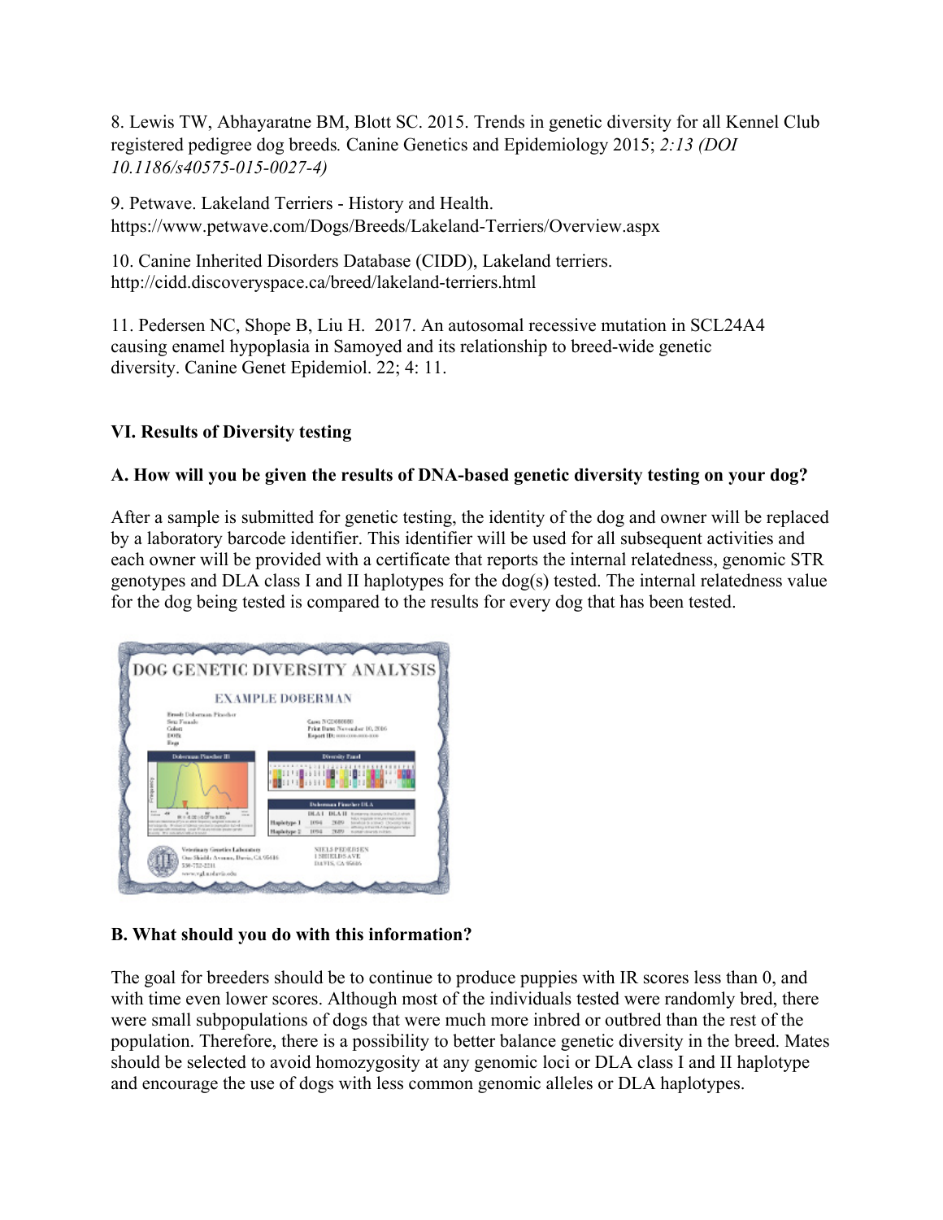8. Lewis TW, Abhayaratne BM, Blott SC. 2015. Trends in genetic diversity for all Kennel Club registered pedigree dog breeds. Canine Genetics and Epidemiology 2015; *2:13 (DOI 10.1186/s40575-015-0027-4)*

9. Petwave. Lakeland Terriers - History and Health. https://www.petwave.com/Dogs/Breeds/Lakeland-Terriers/Overview.aspx

10. Canine Inherited Disorders Database (CIDD), Lakeland terriers. http://cidd.discoveryspace.ca/breed/lakeland-terriers.html

11. Pedersen NC, Shope B, Liu H. 2017. An autosomal recessive mutation in SCL24A4 causing enamel hypoplasia in Samoyed and its relationship to breed-wide genetic diversity. Canine Genet Epidemiol. 22; 4: 11.

### VI. Results of Diversity testing

#### A. How will you be given the results of DNA-based genetic diversity testing on your dog?

After a sample is submitted for genetic testing, the identity of the dog and owner will be replaced by a laboratory barcode identifier. This identifier will be used for all subsequent activities and each owner will be provided with a certificate that reports the internal relatedness, genomic STR genotypes and DLA class I and II haplotypes for the dog(s) tested. The internal relatedness value for the dog being tested is compared to the results for every dog that has been tested.

#### B. What should you do with this information?

The goal for breeders should be to continue to produce puppies with IR scores less than 0, and with time even lower scores. Although most of the individuals tested were randomly bred, there were small subpopulations of dogs that were much more inbred or outbred than the rest of the population. Therefore, there is a possibility to better balance genetic diversity in the breed. Mates should be selected to avoid homozygosity at any genomic loci or DLA class I and II haplotype and encourage the use of dogs with less common genomic alleles or DLA haplotypes.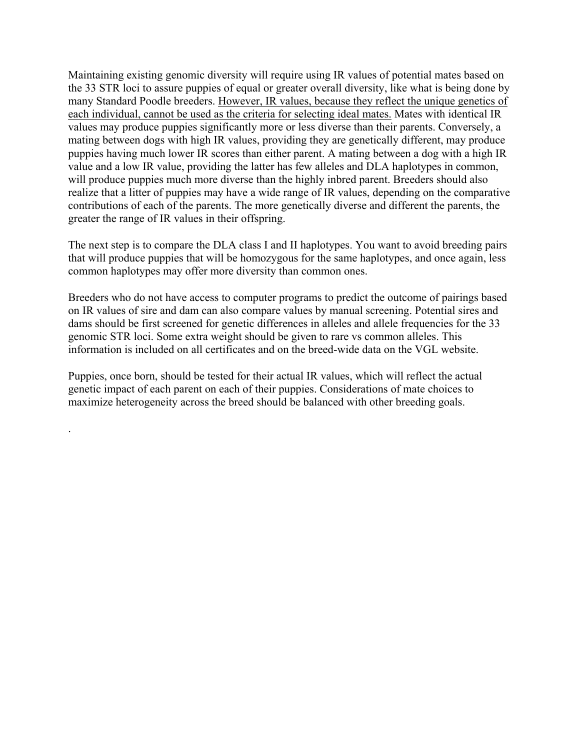Maintaining existing genomic diversity will require using IR values of potential mates based on the 33 STR loci to assure puppies of equal or greater overall diversity, like what is being done by many Standard Poodle breeders. <u>However, IR values, because they reflect the unique genetics of each individual, cannot be used as the criteria for selecting ideal mates.</u> Mates with identical IR values may produce puppies significantly more or less diverse than their parents. Conversely, a mating between dogs with high IR values, providing they are genetically different, may produce puppies having much lower IR scores than either parent. A mating between a dog with a high IR value and a low IR value, providing the latter has few alleles and DLA haplotypes in common, will produce puppies much more diverse than the highly inbred parent. Breeders should also realize that a litter of puppies may have a wide range of IR values, depending on the comparative contributions of each of the parents. The more genetically diverse and different the parents, the greater the range of IR values in their offspring.

The next step is to compare the DLA class I and II haplotypes. You want to avoid breeding pairs that will produce puppies that will be homozygous for the same haplotypes, and once again, less common haplotypes may offer more diversity than common ones.

Breeders who do not have access to computer programs to predict the outcome of pairings based on IR values of sire and dam can also compare values by manual screening. Potential sires and dams should be first screened for genetic differences in alleles and allele frequencies for the 33 genomic STR loci. Some extra weight should be given to rare vs common alleles. This information is included on all certificates and on the breed-wide data on the VGL website.

Puppies, once born, should be tested for their actual IR values, which will reflect the actual genetic impact of each parent on each of their puppies. Considerations of mate choices to maximize heterogeneity across the breed should be balanced with other breeding goals.

.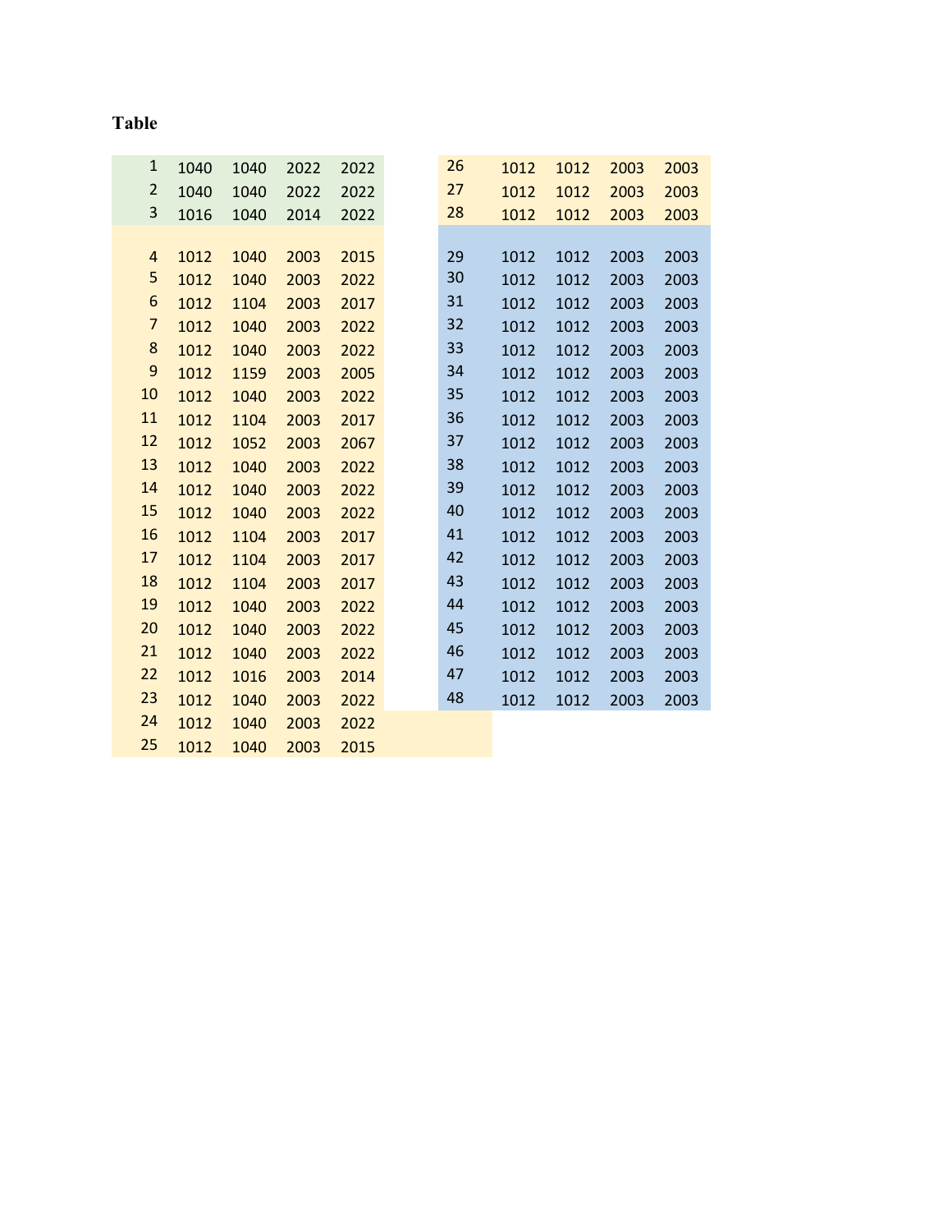**Table**

| | | | | |
|---|---|---|---|---|
| 1 | 1040 | 1040 | 2022 | 2022 |
| 2 | 1040 | 1040 | 2022 | 2022 |
| 3 | 1016 | 1040 | 2014 | 2022 |
| 4 | 1012 | 1040 | 2003 | 2015 |
| 5 | 1012 | 1040 | 2003 | 2022 |
| 6 | 1012 | 1104 | 2003 | 2017 |
| 7 | 1012 | 1040 | 2003 | 2022 |
| 8 | 1012 | 1040 | 2003 | 2022 |
| 9 | 1012 | 1159 | 2003 | 2005 |
| 10 | 1012 | 1040 | 2003 | 2022 |
| 11 | 1012 | 1104 | 2003 | 2017 |
| 12 | 1012 | 1052 | 2003 | 2067 |
| 13 | 1012 | 1040 | 2003 | 2022 |
| 14 | 1012 | 1040 | 2003 | 2022 |
| 15 | 1012 | 1040 | 2003 | 2022 |
| 16 | 1012 | 1104 | 2003 | 2017 |
| 17 | 1012 | 1104 | 2003 | 2017 |
| 18 | 1012 | 1104 | 2003 | 2017 |
| 19 | 1012 | 1040 | 2003 | 2022 |
| 20 | 1012 | 1040 | 2003 | 2022 |
| 21 | 1012 | 1040 | 2003 | 2022 |
| 22 | 1012 | 1016 | 2003 | 2014 |
| 23 | 1012 | 1040 | 2003 | 2022 |
| 24 | 1012 | 1040 | 2003 | 2022 |
| 25 | 1012 | 1040 | 2003 | 2015 |
| 26 | 1012 | 1012 | 2003 | 2003 |
| 27 | 1012 | 1012 | 2003 | 2003 |
| 28 | 1012 | 1012 | 2003 | 2003 |
| 29 | 1012 | 1012 | 2003 | 2003 |
| 30 | 1012 | 1012 | 2003 | 2003 |
| 31 | 1012 | 1012 | 2003 | 2003 |
| 32 | 1012 | 1012 | 2003 | 2003 |
| 33 | 1012 | 1012 | 2003 | 2003 |
| 34 | 1012 | 1012 | 2003 | 2003 |
| 35 | 1012 | 1012 | 2003 | 2003 |
| 36 | 1012 | 1012 | 2003 | 2003 |
| 37 | 1012 | 1012 | 2003 | 2003 |
| 38 | 1012 | 1012 | 2003 | 2003 |
| 39 | 1012 | 1012 | 2003 | 2003 |
| 40 | 1012 | 1012 | 2003 | 2003 |
| 41 | 1012 | 1012 | 2003 | 2003 |
| 42 | 1012 | 1012 | 2003 | 2003 |
| 43 | 1012 | 1012 | 2003 | 2003 |
| 44 | 1012 | 1012 | 2003 | 2003 |
| 45 | 1012 | 1012 | 2003 | 2003 |
| 46 | 1012 | 1012 | 2003 | 2003 |
| 47 | 1012 | 1012 | 2003 | 2003 |
| 48 | 1012 | 1012 | 2003 | 2003 |